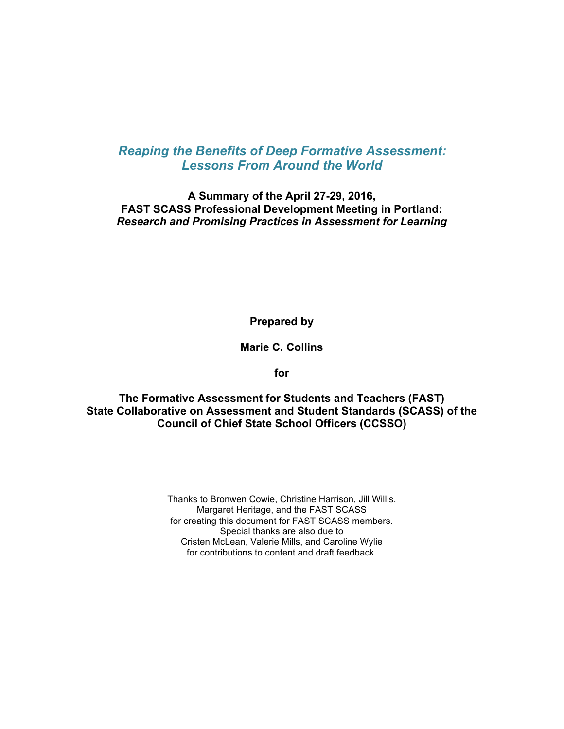# *Reaping the Benefits of Deep Formative Assessment: Lessons From Around the World*

**A Summary of the April 27-29, 2016,**
**FAST SCASS Professional Development Meeting in Portland:**
***Research and Promising Practices in Assessment for Learning***

**Prepared by**

**Marie C. Collins**

**for**

**The Formative Assessment for Students and Teachers (FAST)**
**State Collaborative on Assessment and Student Standards (SCASS) of the**
**Council of Chief State School Officers (CCSSO)**

Thanks to Bronwen Cowie, Christine Harrison, Jill Willis,
Margaret Heritage, and the FAST SCASS
for creating this document for FAST SCASS members.
Special thanks are also due to
Cristen McLean, Valerie Mills, and Caroline Wylie
for contributions to content and draft feedback.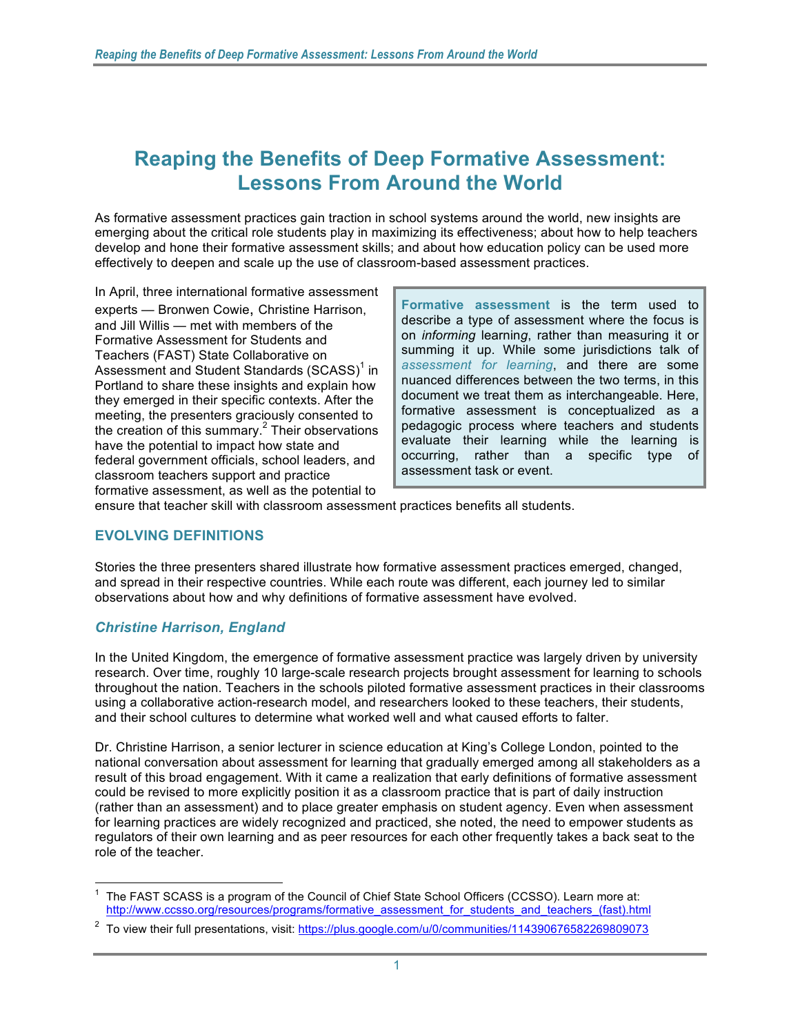# Reaping the Benefits of Deep Formative Assessment: Lessons From Around the World

As formative assessment practices gain traction in school systems around the world, new insights are emerging about the critical role students play in maximizing its effectiveness; about how to help teachers develop and hone their formative assessment skills; and about how education policy can be used more effectively to deepen and scale up the use of classroom-based assessment practices.

In April, three international formative assessment experts — Bronwen Cowie, Christine Harrison, and Jill Willis — met with members of the Formative Assessment for Students and Teachers (FAST) State Collaborative on Assessment and Student Standards (SCASS)[1] in Portland to share these insights and explain how they emerged in their specific contexts. After the meeting, the presenters graciously consented to the creation of this summary.[2] Their observations have the potential to impact how state and federal government officials, school leaders, and classroom teachers support and practice formative assessment, as well as the potential to ensure that teacher skill with classroom assessment practices benefits all students.

> **Formative assessment** is the term used to describe a type of assessment where the focus is on *informing* learning, rather than measuring it or summing it up. While some jurisdictions talk of *assessment for learning*, and there are some nuanced differences between the two terms, in this document we treat them as interchangeable. Here, formative assessment is conceptualized as a pedagogic process where teachers and students evaluate their learning while the learning is occurring, rather than a specific type of assessment task or event.

## EVOLVING DEFINITIONS

Stories the three presenters shared illustrate how formative assessment practices emerged, changed, and spread in their respective countries. While each route was different, each journey led to similar observations about how and why definitions of formative assessment have evolved.

### *Christine Harrison, England*

In the United Kingdom, the emergence of formative assessment practice was largely driven by university research. Over time, roughly 10 large-scale research projects brought assessment for learning to schools throughout the nation. Teachers in the schools piloted formative assessment practices in their classrooms using a collaborative action-research model, and researchers looked to these teachers, their students, and their school cultures to determine what worked well and what caused efforts to falter.

Dr. Christine Harrison, a senior lecturer in science education at King's College London, pointed to the national conversation about assessment for learning that gradually emerged among all stakeholders as a result of this broad engagement. With it came a realization that early definitions of formative assessment could be revised to more explicitly position it as a classroom practice that is part of daily instruction (rather than an assessment) and to place greater emphasis on student agency. Even when assessment for learning practices are widely recognized and practiced, she noted, the need to empower students as regulators of their own learning and as peer resources for each other frequently takes a back seat to the role of the teacher.

---

[1] The FAST SCASS is a program of the Council of Chief State School Officers (CCSSO). Learn more at: http://www.ccsso.org/resources/programs/formative_assessment_for_students_and_teachers_(fast).html

[2] To view their full presentations, visit: https://plus.google.com/u/0/communities/114390676582269809073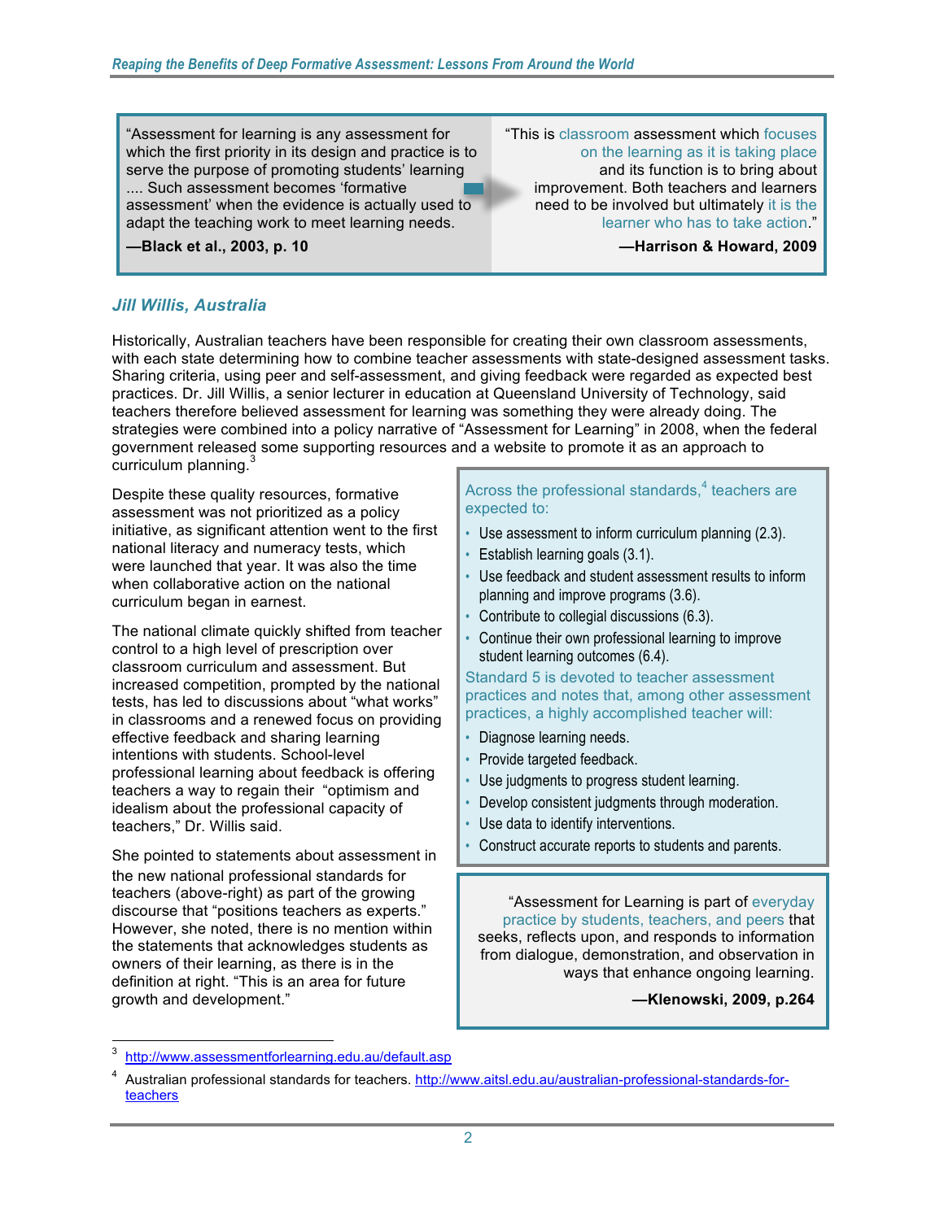> "Assessment for learning is any assessment for which the first priority in its design and practice is to serve the purpose of promoting students' learning .... Such assessment becomes 'formative assessment' when the evidence is actually used to adapt the teaching work to meet learning needs.
>
> **—Black et al., 2003, p. 10**

> "This is classroom assessment which focuses on the learning as it is taking place and its function is to bring about improvement. Both teachers and learners need to be involved but ultimately it is the learner who has to take action."
>
> **—Harrison & Howard, 2009**

## *Jill Willis, Australia*

Historically, Australian teachers have been responsible for creating their own classroom assessments, with each state determining how to combine teacher assessments with state-designed assessment tasks. Sharing criteria, using peer and self-assessment, and giving feedback were regarded as expected best practices. Dr. Jill Willis, a senior lecturer in education at Queensland University of Technology, said teachers therefore believed assessment for learning was something they were already doing. The strategies were combined into a policy narrative of "Assessment for Learning" in 2008, when the federal government released some supporting resources and a website to promote it as an approach to curriculum planning.[3]

Despite these quality resources, formative assessment was not prioritized as a policy initiative, as significant attention went to the first national literacy and numeracy tests, which were launched that year. It was also the time when collaborative action on the national curriculum began in earnest.

The national climate quickly shifted from teacher control to a high level of prescription over classroom curriculum and assessment. But increased competition, prompted by the national tests, has led to discussions about "what works" in classrooms and a renewed focus on providing effective feedback and sharing learning intentions with students. School-level professional learning about feedback is offering teachers a way to regain their "optimism and idealism about the professional capacity of teachers," Dr. Willis said.

She pointed to statements about assessment in the new national professional standards for teachers (above-right) as part of the growing discourse that "positions teachers as experts." However, she noted, there is no mention within the statements that acknowledges students as owners of their learning, as there is in the definition at right. "This is an area for future growth and development."

> Across the professional standards,[4] teachers are expected to:
>
> - Use assessment to inform curriculum planning (2.3).
> - Establish learning goals (3.1).
> - Use feedback and student assessment results to inform planning and improve programs (3.6).
> - Contribute to collegial discussions (6.3).
> - Continue their own professional learning to improve student learning outcomes (6.4).
>
> Standard 5 is devoted to teacher assessment practices and notes that, among other assessment practices, a highly accomplished teacher will:
>
> - Diagnose learning needs.
> - Provide targeted feedback.
> - Use judgments to progress student learning.
> - Develop consistent judgments through moderation.
> - Use data to identify interventions.
> - Construct accurate reports to students and parents.

> "Assessment for Learning is part of everyday practice by students, teachers, and peers that seeks, reflects upon, and responds to information from dialogue, demonstration, and observation in ways that enhance ongoing learning.
>
> **—Klenowski, 2009, p.264**

---

3 http://www.assessmentforlearning.edu.au/default.asp

4 Australian professional standards for teachers. http://www.aitsl.edu.au/australian-professional-standards-for-teachers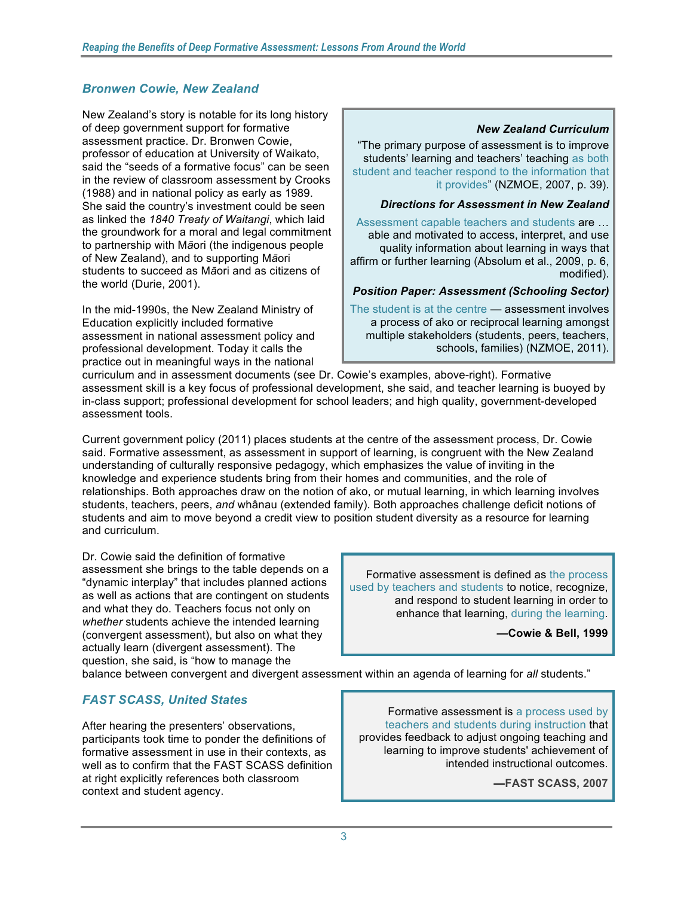## *Bronwen Cowie, New Zealand*

New Zealand's story is notable for its long history of deep government support for formative assessment practice. Dr. Bronwen Cowie, professor of education at University of Waikato, said the "seeds of a formative focus" can be seen in the review of classroom assessment by Crooks (1988) and in national policy as early as 1989. She said the country's investment could be seen as linked the *1840 Treaty of Waitangi*, which laid the groundwork for a moral and legal commitment to partnership with Māori (the indigenous people of New Zealand), and to supporting Māori students to succeed as Māori and as citizens of the world (Durie, 2001).

> ***New Zealand Curriculum***
>
> "The primary purpose of assessment is to improve students' learning and teachers' teaching as both student and teacher respond to the information that it provides" (NZMOE, 2007, p. 39).
>
> ***Directions for Assessment in New Zealand***
>
> Assessment capable teachers and students are … able and motivated to access, interpret, and use quality information about learning in ways that affirm or further learning (Absolum et al., 2009, p. 6, modified).
>
> ***Position Paper: Assessment (Schooling Sector)***
>
> The student is at the centre — assessment involves a process of ako or reciprocal learning amongst multiple stakeholders (students, peers, teachers, schools, families) (NZMOE, 2011).

In the mid-1990s, the New Zealand Ministry of Education explicitly included formative assessment in national assessment policy and professional development. Today it calls the practice out in meaningful ways in the national curriculum and in assessment documents (see Dr. Cowie's examples, above-right). Formative assessment skill is a key focus of professional development, she said, and teacher learning is buoyed by in-class support; professional development for school leaders; and high quality, government-developed assessment tools.

Current government policy (2011) places students at the centre of the assessment process, Dr. Cowie said. Formative assessment, as assessment in support of learning, is congruent with the New Zealand understanding of culturally responsive pedagogy, which emphasizes the value of inviting in the knowledge and experience students bring from their homes and communities, and the role of relationships. Both approaches draw on the notion of ako, or mutual learning, in which learning involves students, teachers, peers, *and* whânau (extended family). Both approaches challenge deficit notions of students and aim to move beyond a credit view to position student diversity as a resource for learning and curriculum.

Dr. Cowie said the definition of formative assessment she brings to the table depends on a "dynamic interplay" that includes planned actions as well as actions that are contingent on students and what they do. Teachers focus not only on *whether* students achieve the intended learning (convergent assessment), but also on what they actually learn (divergent assessment). The question, she said, is "how to manage the balance between convergent and divergent assessment within an agenda of learning for *all* students."

> Formative assessment is defined as the process used by teachers and students to notice, recognize, and respond to student learning in order to enhance that learning, during the learning.
>
> **—Cowie & Bell, 1999**

## *FAST SCASS, United States*

After hearing the presenters' observations, participants took time to ponder the definitions of formative assessment in use in their contexts, as well as to confirm that the FAST SCASS definition at right explicitly references both classroom context and student agency.

> Formative assessment is a process used by teachers and students during instruction that provides feedback to adjust ongoing teaching and learning to improve students' achievement of intended instructional outcomes.
>
> **—FAST SCASS, 2007**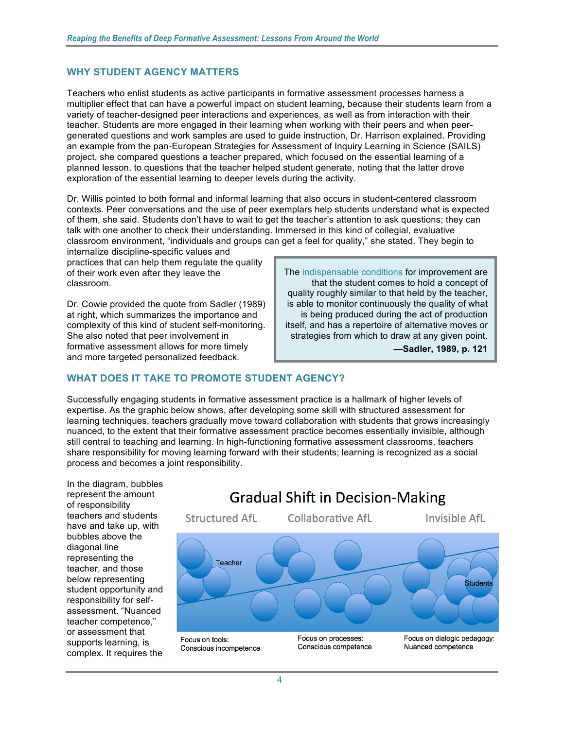## WHY STUDENT AGENCY MATTERS

Teachers who enlist students as active participants in formative assessment processes harness a multiplier effect that can have a powerful impact on student learning, because their students learn from a variety of teacher-designed peer interactions and experiences, as well as from interaction with their teacher. Students are more engaged in their learning when working with their peers and when peer-generated questions and work samples are used to guide instruction, Dr. Harrison explained. Providing an example from the pan-European Strategies for Assessment of Inquiry Learning in Science (SAILS) project, she compared questions a teacher prepared, which focused on the essential learning of a planned lesson, to questions that the teacher helped student generate, noting that the latter drove exploration of the essential learning to deeper levels during the activity.

Dr. Willis pointed to both formal and informal learning that also occurs in student-centered classroom contexts. Peer conversations and the use of peer exemplars help students understand what is expected of them, she said. Students don't have to wait to get the teacher's attention to ask questions; they can talk with one another to check their understanding. Immersed in this kind of collegial, evaluative classroom environment, "individuals and groups can get a feel for quality," she stated. They begin to internalize discipline-specific values and practices that can help them regulate the quality of their work even after they leave the classroom.

Dr. Cowie provided the quote from Sadler (1989) at right, which summarizes the importance and complexity of this kind of student self-monitoring. She also noted that peer involvement in formative assessment allows for more timely and more targeted personalized feedback.

> The indispensable conditions for improvement are that the student comes to hold a concept of quality roughly similar to that held by the teacher, is able to monitor continuously the quality of what is being produced during the act of production itself, and has a repertoire of alternative moves or strategies from which to draw at any given point.
>
> **—Sadler, 1989, p. 121**

## WHAT DOES IT TAKE TO PROMOTE STUDENT AGENCY?

Successfully engaging students in formative assessment practice is a hallmark of higher levels of expertise. As the graphic below shows, after developing some skill with structured assessment for learning techniques, teachers gradually move toward collaboration with students that grows increasingly nuanced, to the extent that their formative assessment practice becomes essentially invisible, although still central to teaching and learning. In high-functioning formative assessment classrooms, teachers share responsibility for moving learning forward with their students; learning is recognized as a social process and becomes a joint responsibility.

**Gradual Shift in Decision-Making**

| Structured AfL | Collaborative AfL | Invisible AfL |
|---|---|---|
| Focus on tools: Conscious incompetence | Focus on processes: Conscious competence | Focus on dialogic pedagogy: Nuanced competence |

(Diagram labels: Teacher, Students)

In the diagram, bubbles represent the amount of responsibility teachers and students have and take up, with bubbles above the diagonal line representing the teacher, and those below representing student opportunity and responsibility for self-assessment. "Nuanced teacher competence," or assessment that supports learning, is complex. It requires the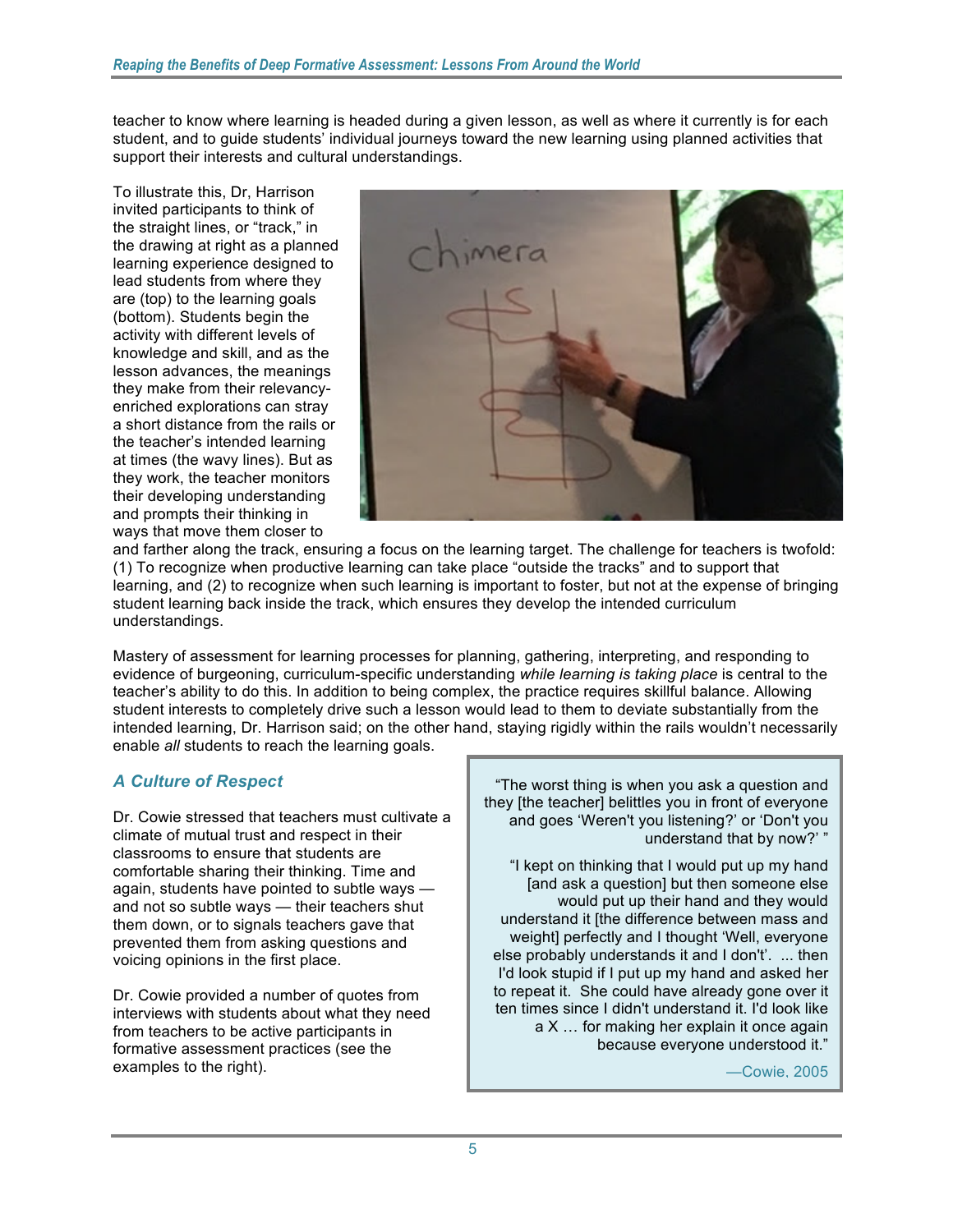teacher to know where learning is headed during a given lesson, as well as where it currently is for each student, and to guide students' individual journeys toward the new learning using planned activities that support their interests and cultural understandings.

To illustrate this, Dr, Harrison invited participants to think of the straight lines, or "track," in the drawing at right as a planned learning experience designed to lead students from where they are (top) to the learning goals (bottom). Students begin the activity with different levels of knowledge and skill, and as the lesson advances, the meanings they make from their relevancy-enriched explorations can stray a short distance from the rails or the teacher's intended learning at times (the wavy lines). But as they work, the teacher monitors their developing understanding and prompts their thinking in ways that move them closer to and farther along the track, ensuring a focus on the learning target. The challenge for teachers is twofold: (1) To recognize when productive learning can take place "outside the tracks" and to support that learning, and (2) to recognize when such learning is important to foster, but not at the expense of bringing student learning back inside the track, which ensures they develop the intended curriculum understandings.

Mastery of assessment for learning processes for planning, gathering, interpreting, and responding to evidence of burgeoning, curriculum-specific understanding *while learning is taking place* is central to the teacher's ability to do this. In addition to being complex, the practice requires skillful balance. Allowing student interests to completely drive such a lesson would lead to them to deviate substantially from the intended learning, Dr. Harrison said; on the other hand, staying rigidly within the rails wouldn't necessarily enable *all* students to reach the learning goals.

### *A Culture of Respect*

Dr. Cowie stressed that teachers must cultivate a climate of mutual trust and respect in their classrooms to ensure that students are comfortable sharing their thinking. Time and again, students have pointed to subtle ways — and not so subtle ways — their teachers shut them down, or to signals teachers gave that prevented them from asking questions and voicing opinions in the first place.

Dr. Cowie provided a number of quotes from interviews with students about what they need from teachers to be active participants in formative assessment practices (see the examples to the right).

> "The worst thing is when you ask a question and they [the teacher] belittles you in front of everyone and goes 'Weren't you listening?' or 'Don't you understand that by now?' "
>
> "I kept on thinking that I would put up my hand [and ask a question] but then someone else would put up their hand and they would understand it [the difference between mass and weight] perfectly and I thought 'Well, everyone else probably understands it and I don't'. ... then I'd look stupid if I put up my hand and asked her to repeat it. She could have already gone over it ten times since I didn't understand it. I'd look like a X … for making her explain it once again because everyone understood it."
>
> —Cowie, 2005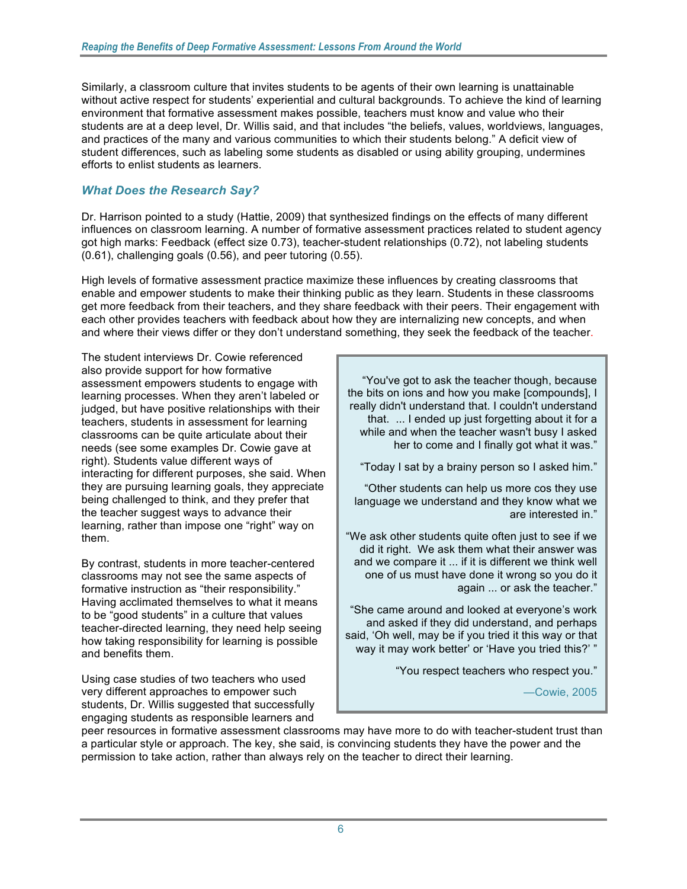Similarly, a classroom culture that invites students to be agents of their own learning is unattainable without active respect for students' experiential and cultural backgrounds. To achieve the kind of learning environment that formative assessment makes possible, teachers must know and value who their students are at a deep level, Dr. Willis said, and that includes "the beliefs, values, worldviews, languages, and practices of the many and various communities to which their students belong." A deficit view of student differences, such as labeling some students as disabled or using ability grouping, undermines efforts to enlist students as learners.

### *What Does the Research Say?*

Dr. Harrison pointed to a study (Hattie, 2009) that synthesized findings on the effects of many different influences on classroom learning. A number of formative assessment practices related to student agency got high marks: Feedback (effect size 0.73), teacher-student relationships (0.72), not labeling students (0.61), challenging goals (0.56), and peer tutoring (0.55).

High levels of formative assessment practice maximize these influences by creating classrooms that enable and empower students to make their thinking public as they learn. Students in these classrooms get more feedback from their teachers, and they share feedback with their peers. Their engagement with each other provides teachers with feedback about how they are internalizing new concepts, and when and where their views differ or they don't understand something, they seek the feedback of the teacher.

The student interviews Dr. Cowie referenced also provide support for how formative assessment empowers students to engage with learning processes. When they aren't labeled or judged, but have positive relationships with their teachers, students in assessment for learning classrooms can be quite articulate about their needs (see some examples Dr. Cowie gave at right). Students value different ways of interacting for different purposes, she said. When they are pursuing learning goals, they appreciate being challenged to think, and they prefer that the teacher suggest ways to advance their learning, rather than impose one "right" way on them.

> "You've got to ask the teacher though, because the bits on ions and how you make [compounds], I really didn't understand that. I couldn't understand that. ... I ended up just forgetting about it for a while and when the teacher wasn't busy I asked her to come and I finally got what it was."
>
> "Today I sat by a brainy person so I asked him."
>
> "Other students can help us more cos they use language we understand and they know what we are interested in."
>
> "We ask other students quite often just to see if we did it right. We ask them what their answer was and we compare it ... if it is different we think well one of us must have done it wrong so you do it again ... or ask the teacher."
>
> "She came around and looked at everyone's work and asked if they did understand, and perhaps said, 'Oh well, may be if you tried it this way or that way it may work better' or 'Have you tried this?' "
>
> "You respect teachers who respect you."
>
> —Cowie, 2005

By contrast, students in more teacher-centered classrooms may not see the same aspects of formative instruction as "their responsibility." Having acclimated themselves to what it means to be "good students" in a culture that values teacher-directed learning, they need help seeing how taking responsibility for learning is possible and benefits them.

Using case studies of two teachers who used very different approaches to empower such students, Dr. Willis suggested that successfully engaging students as responsible learners and peer resources in formative assessment classrooms may have more to do with teacher-student trust than a particular style or approach. The key, she said, is convincing students they have the power and the permission to take action, rather than always rely on the teacher to direct their learning.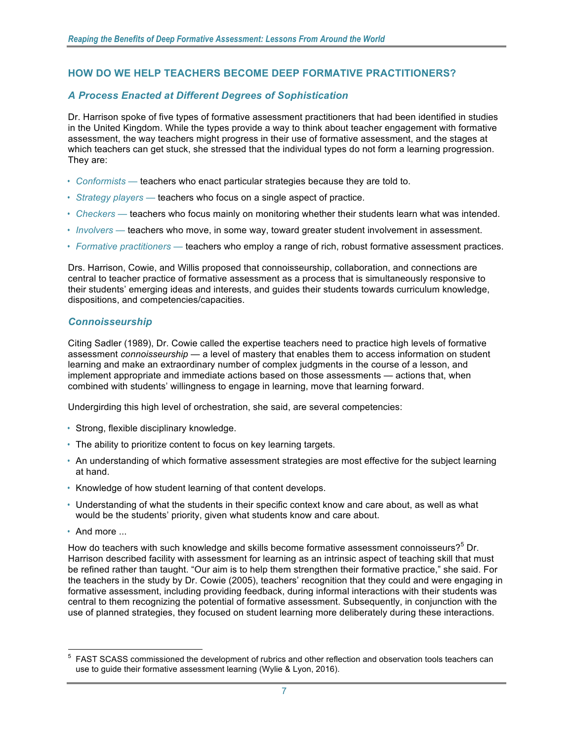## HOW DO WE HELP TEACHERS BECOME DEEP FORMATIVE PRACTITIONERS?

### *A Process Enacted at Different Degrees of Sophistication*

Dr. Harrison spoke of five types of formative assessment practitioners that had been identified in studies in the United Kingdom. While the types provide a way to think about teacher engagement with formative assessment, the way teachers might progress in their use of formative assessment, and the stages at which teachers can get stuck, she stressed that the individual types do not form a learning progression. They are:

- *Conformists —* teachers who enact particular strategies because they are told to.
- *Strategy players —* teachers who focus on a single aspect of practice.
- *Checkers —* teachers who focus mainly on monitoring whether their students learn what was intended.
- *Involvers —* teachers who move, in some way, toward greater student involvement in assessment.
- *Formative practitioners —* teachers who employ a range of rich, robust formative assessment practices.

Drs. Harrison, Cowie, and Willis proposed that connoisseurship, collaboration, and connections are central to teacher practice of formative assessment as a process that is simultaneously responsive to their students' emerging ideas and interests, and guides their students towards curriculum knowledge, dispositions, and competencies/capacities.

### *Connoisseurship*

Citing Sadler (1989), Dr. Cowie called the expertise teachers need to practice high levels of formative assessment *connoisseurship* — a level of mastery that enables them to access information on student learning and make an extraordinary number of complex judgments in the course of a lesson, and implement appropriate and immediate actions based on those assessments — actions that, when combined with students' willingness to engage in learning, move that learning forward.

Undergirding this high level of orchestration, she said, are several competencies:

- Strong, flexible disciplinary knowledge.
- The ability to prioritize content to focus on key learning targets.
- An understanding of which formative assessment strategies are most effective for the subject learning at hand.
- Knowledge of how student learning of that content develops.
- Understanding of what the students in their specific context know and care about, as well as what would be the students' priority, given what students know and care about.
- And more ...

How do teachers with such knowledge and skills become formative assessment connoisseurs?[5] Dr. Harrison described facility with assessment for learning as an intrinsic aspect of teaching skill that must be refined rather than taught. "Our aim is to help them strengthen their formative practice," she said. For the teachers in the study by Dr. Cowie (2005), teachers' recognition that they could and were engaging in formative assessment, including providing feedback, during informal interactions with their students was central to them recognizing the potential of formative assessment. Subsequently, in conjunction with the use of planned strategies, they focused on student learning more deliberately during these interactions.

[5] FAST SCASS commissioned the development of rubrics and other reflection and observation tools teachers can use to guide their formative assessment learning (Wylie & Lyon, 2016).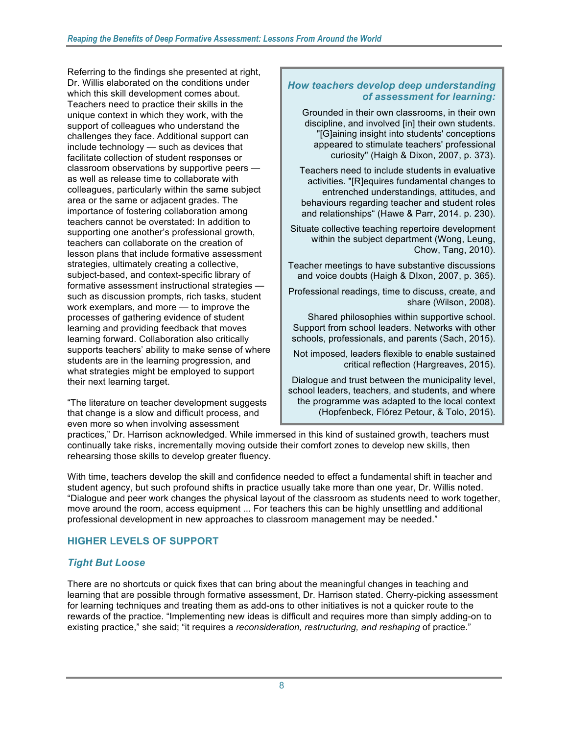Referring to the findings she presented at right, Dr. Willis elaborated on the conditions under which this skill development comes about. Teachers need to practice their skills in the unique context in which they work, with the support of colleagues who understand the challenges they face. Additional support can include technology — such as devices that facilitate collection of student responses or classroom observations by supportive peers — as well as release time to collaborate with colleagues, particularly within the same subject area or the same or adjacent grades. The importance of fostering collaboration among teachers cannot be overstated: In addition to supporting one another's professional growth, teachers can collaborate on the creation of lesson plans that include formative assessment strategies, ultimately creating a collective, subject-based, and context-specific library of formative assessment instructional strategies — such as discussion prompts, rich tasks, student work exemplars, and more — to improve the processes of gathering evidence of student learning and providing feedback that moves learning forward. Collaboration also critically supports teachers' ability to make sense of where students are in the learning progression, and what strategies might be employed to support their next learning target.

> ***How teachers develop deep understanding of assessment for learning:***
>
> Grounded in their own classrooms, in their own discipline, and involved [in] their own students. "[G]aining insight into students' conceptions appeared to stimulate teachers' professional curiosity" (Haigh & Dixon, 2007, p. 373).
>
> Teachers need to include students in evaluative activities. "[R]equires fundamental changes to entrenched understandings, attitudes, and behaviours regarding teacher and student roles and relationships" (Hawe & Parr, 2014. p. 230).
>
> Situate collective teaching repertoire development within the subject department (Wong, Leung, Chow, Tang, 2010).
>
> Teacher meetings to have substantive discussions and voice doubts (Haigh & DIxon, 2007, p. 365).
>
> Professional readings, time to discuss, create, and share (Wilson, 2008).
>
> Shared philosophies within supportive school. Support from school leaders. Networks with other schools, professionals, and parents (Sach, 2015).
>
> Not imposed, leaders flexible to enable sustained critical reflection (Hargreaves, 2015).
>
> Dialogue and trust between the municipality level, school leaders, teachers, and students, and where the programme was adapted to the local context (Hopfenbeck, Flórez Petour, & Tolo, 2015).

"The literature on teacher development suggests that change is a slow and difficult process, and even more so when involving assessment practices," Dr. Harrison acknowledged. While immersed in this kind of sustained growth, teachers must continually take risks, incrementally moving outside their comfort zones to develop new skills, then rehearsing those skills to develop greater fluency.

With time, teachers develop the skill and confidence needed to effect a fundamental shift in teacher and student agency, but such profound shifts in practice usually take more than one year, Dr. Willis noted. "Dialogue and peer work changes the physical layout of the classroom as students need to work together, move around the room, access equipment ... For teachers this can be highly unsettling and additional professional development in new approaches to classroom management may be needed."

## HIGHER LEVELS OF SUPPORT

### *Tight But Loose*

There are no shortcuts or quick fixes that can bring about the meaningful changes in teaching and learning that are possible through formative assessment, Dr. Harrison stated. Cherry-picking assessment for learning techniques and treating them as add-ons to other initiatives is not a quicker route to the rewards of the practice. "Implementing new ideas is difficult and requires more than simply adding-on to existing practice," she said; "it requires a *reconsideration, restructuring, and reshaping* of practice."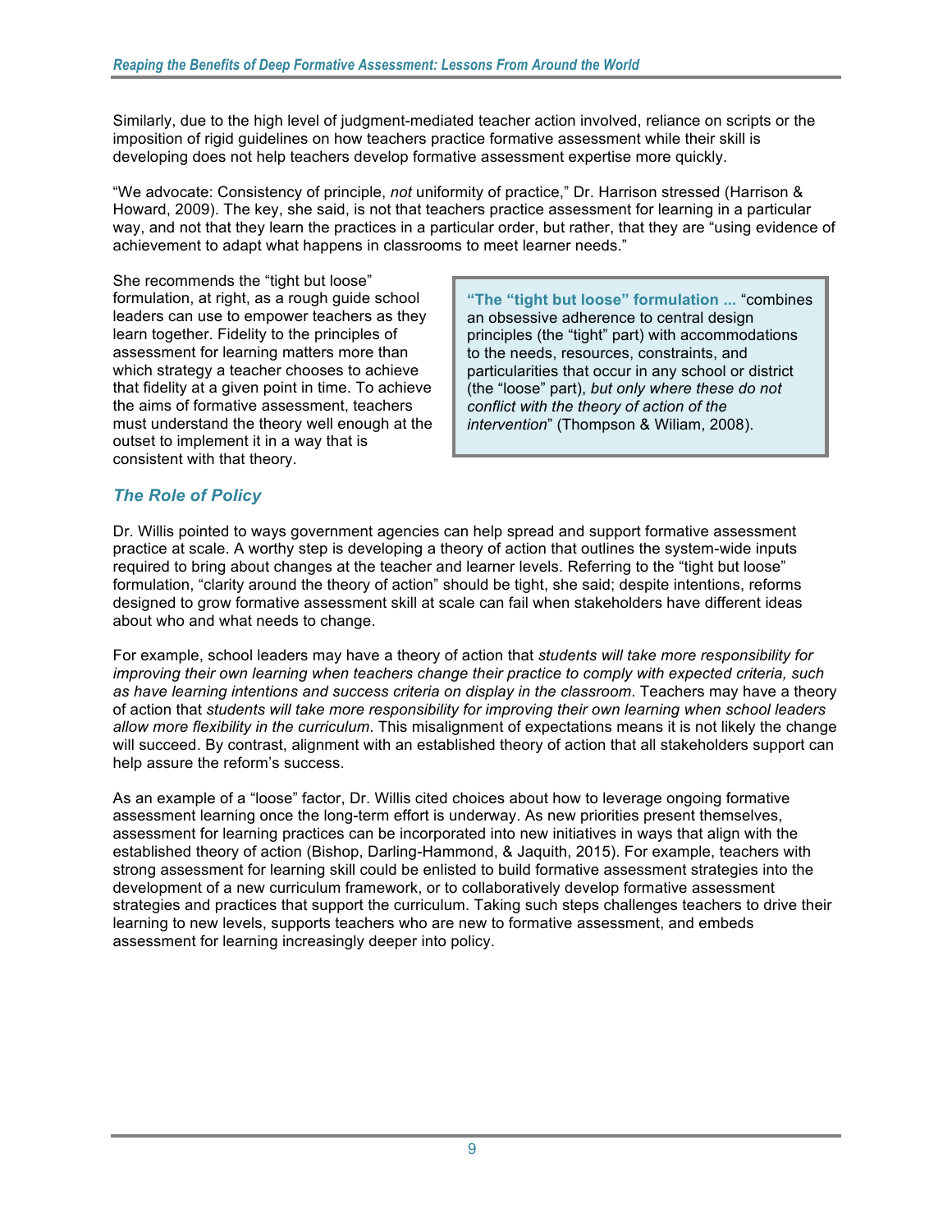Similarly, due to the high level of judgment-mediated teacher action involved, reliance on scripts or the imposition of rigid guidelines on how teachers practice formative assessment while their skill is developing does not help teachers develop formative assessment expertise more quickly.

"We advocate: Consistency of principle, *not* uniformity of practice," Dr. Harrison stressed (Harrison & Howard, 2009). The key, she said, is not that teachers practice assessment for learning in a particular way, and not that they learn the practices in a particular order, but rather, that they are "using evidence of achievement to adapt what happens in classrooms to meet learner needs."

She recommends the "tight but loose" formulation, at right, as a rough guide school leaders can use to empower teachers as they learn together. Fidelity to the principles of assessment for learning matters more than which strategy a teacher chooses to achieve that fidelity at a given point in time. To achieve the aims of formative assessment, teachers must understand the theory well enough at the outset to implement it in a way that is consistent with that theory.

> **"The "tight but loose" formulation ...** "combines an obsessive adherence to central design principles (the "tight" part) with accommodations to the needs, resources, constraints, and particularities that occur in any school or district (the "loose" part), *but only where these do not conflict with the theory of action of the intervention*" (Thompson & Wiliam, 2008).

## *The Role of Policy*

Dr. Willis pointed to ways government agencies can help spread and support formative assessment practice at scale. A worthy step is developing a theory of action that outlines the system-wide inputs required to bring about changes at the teacher and learner levels. Referring to the "tight but loose" formulation, "clarity around the theory of action" should be tight, she said; despite intentions, reforms designed to grow formative assessment skill at scale can fail when stakeholders have different ideas about who and what needs to change.

For example, school leaders may have a theory of action that *students will take more responsibility for improving their own learning when teachers change their practice to comply with expected criteria, such as have learning intentions and success criteria on display in the classroom*. Teachers may have a theory of action that *students will take more responsibility for improving their own learning when school leaders allow more flexibility in the curriculum*. This misalignment of expectations means it is not likely the change will succeed. By contrast, alignment with an established theory of action that all stakeholders support can help assure the reform's success.

As an example of a "loose" factor, Dr. Willis cited choices about how to leverage ongoing formative assessment learning once the long-term effort is underway. As new priorities present themselves, assessment for learning practices can be incorporated into new initiatives in ways that align with the established theory of action (Bishop, Darling-Hammond, & Jaquith, 2015). For example, teachers with strong assessment for learning skill could be enlisted to build formative assessment strategies into the development of a new curriculum framework, or to collaboratively develop formative assessment strategies and practices that support the curriculum. Taking such steps challenges teachers to drive their learning to new levels, supports teachers who are new to formative assessment, and embeds assessment for learning increasingly deeper into policy.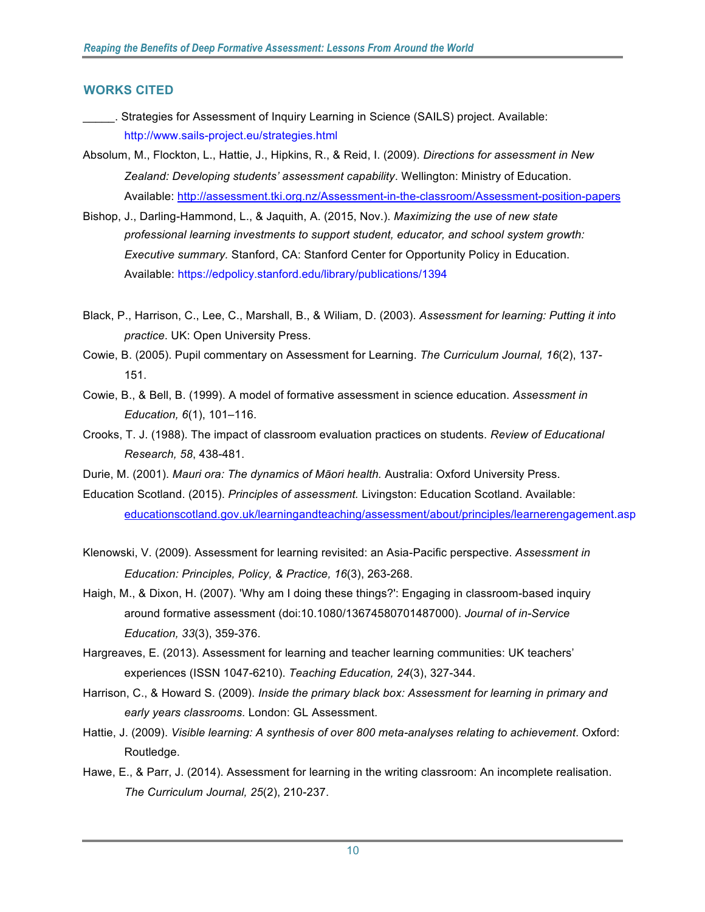## WORKS CITED

_____. Strategies for Assessment of Inquiry Learning in Science (SAILS) project. Available: http://www.sails-project.eu/strategies.html

Absolum, M., Flockton, L., Hattie, J., Hipkins, R., & Reid, I. (2009). *Directions for assessment in New Zealand: Developing students' assessment capability*. Wellington: Ministry of Education. Available: http://assessment.tki.org.nz/Assessment-in-the-classroom/Assessment-position-papers

Bishop, J., Darling-Hammond, L., & Jaquith, A. (2015, Nov.). *Maximizing the use of new state professional learning investments to support student, educator, and school system growth: Executive summary.* Stanford, CA: Stanford Center for Opportunity Policy in Education. Available: https://edpolicy.stanford.edu/library/publications/1394

Black, P., Harrison, C., Lee, C., Marshall, B., & Wiliam, D. (2003). *Assessment for learning: Putting it into practice*. UK: Open University Press.

Cowie, B. (2005). Pupil commentary on Assessment for Learning. *The Curriculum Journal, 16*(2), 137-151.

Cowie, B., & Bell, B. (1999). A model of formative assessment in science education. *Assessment in Education, 6*(1), 101–116.

Crooks, T. J. (1988). The impact of classroom evaluation practices on students. *Review of Educational Research, 58*, 438-481.

Durie, M. (2001). *Mauri ora: The dynamics of Māori health.* Australia: Oxford University Press.

Education Scotland. (2015). *Principles of assessment.* Livingston: Education Scotland. Available: educationscotland.gov.uk/learningandteaching/assessment/about/principles/learnerengagement.asp

Klenowski, V. (2009). Assessment for learning revisited: an Asia-Pacific perspective. *Assessment in Education: Principles, Policy, & Practice, 16*(3), 263-268.

Haigh, M., & Dixon, H. (2007). 'Why am I doing these things?': Engaging in classroom-based inquiry around formative assessment (doi:10.1080/13674580701487000). *Journal of in-Service Education, 33*(3), 359-376.

Hargreaves, E. (2013). Assessment for learning and teacher learning communities: UK teachers' experiences (ISSN 1047-6210). *Teaching Education, 24*(3), 327-344.

Harrison, C., & Howard S. (2009). *Inside the primary black box: Assessment for learning in primary and early years classrooms*. London: GL Assessment.

Hattie, J. (2009). *Visible learning: A synthesis of over 800 meta-analyses relating to achievement*. Oxford: Routledge.

Hawe, E., & Parr, J. (2014). Assessment for learning in the writing classroom: An incomplete realisation. *The Curriculum Journal, 25*(2), 210-237.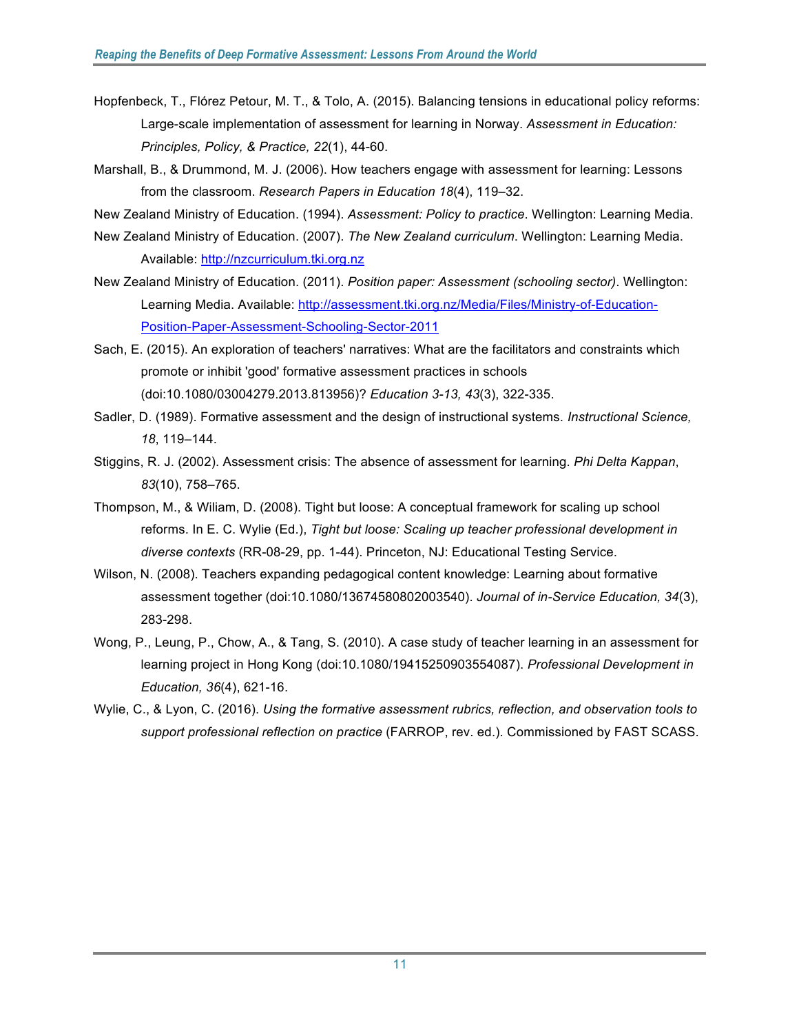Hopfenbeck, T., Flórez Petour, M. T., & Tolo, A. (2015). Balancing tensions in educational policy reforms: Large-scale implementation of assessment for learning in Norway. *Assessment in Education: Principles, Policy, & Practice, 22*(1), 44-60.

Marshall, B., & Drummond, M. J. (2006). How teachers engage with assessment for learning: Lessons from the classroom. *Research Papers in Education 18*(4), 119–32.

New Zealand Ministry of Education. (1994). *Assessment: Policy to practice*. Wellington: Learning Media.

New Zealand Ministry of Education. (2007). *The New Zealand curriculum*. Wellington: Learning Media. Available: [http://nzcurriculum.tki.org.nz](http://nzcurriculum.tki.org.nz)

New Zealand Ministry of Education. (2011). *Position paper: Assessment (schooling sector)*. Wellington: Learning Media. Available: [http://assessment.tki.org.nz/Media/Files/Ministry-of-Education-Position-Paper-Assessment-Schooling-Sector-2011](http://assessment.tki.org.nz/Media/Files/Ministry-of-Education-Position-Paper-Assessment-Schooling-Sector-2011)

Sach, E. (2015). An exploration of teachers' narratives: What are the facilitators and constraints which promote or inhibit 'good' formative assessment practices in schools (doi:10.1080/03004279.2013.813956)? *Education 3-13, 43*(3), 322-335.

Sadler, D. (1989). Formative assessment and the design of instructional systems. *Instructional Science, 18*, 119–144.

Stiggins, R. J. (2002). Assessment crisis: The absence of assessment for learning. *Phi Delta Kappan*, *83*(10), 758–765.

Thompson, M., & Wiliam, D. (2008). Tight but loose: A conceptual framework for scaling up school reforms. In E. C. Wylie (Ed.), *Tight but loose: Scaling up teacher professional development in diverse contexts* (RR-08-29, pp. 1-44). Princeton, NJ: Educational Testing Service.

Wilson, N. (2008). Teachers expanding pedagogical content knowledge: Learning about formative assessment together (doi:10.1080/13674580802003540). *Journal of in-Service Education, 34*(3), 283-298.

Wong, P., Leung, P., Chow, A., & Tang, S. (2010). A case study of teacher learning in an assessment for learning project in Hong Kong (doi:10.1080/19415250903554087). *Professional Development in Education, 36*(4), 621-16.

Wylie, C., & Lyon, C. (2016). *Using the formative assessment rubrics, reflection, and observation tools to support professional reflection on practice* (FARROP, rev. ed.). Commissioned by FAST SCASS.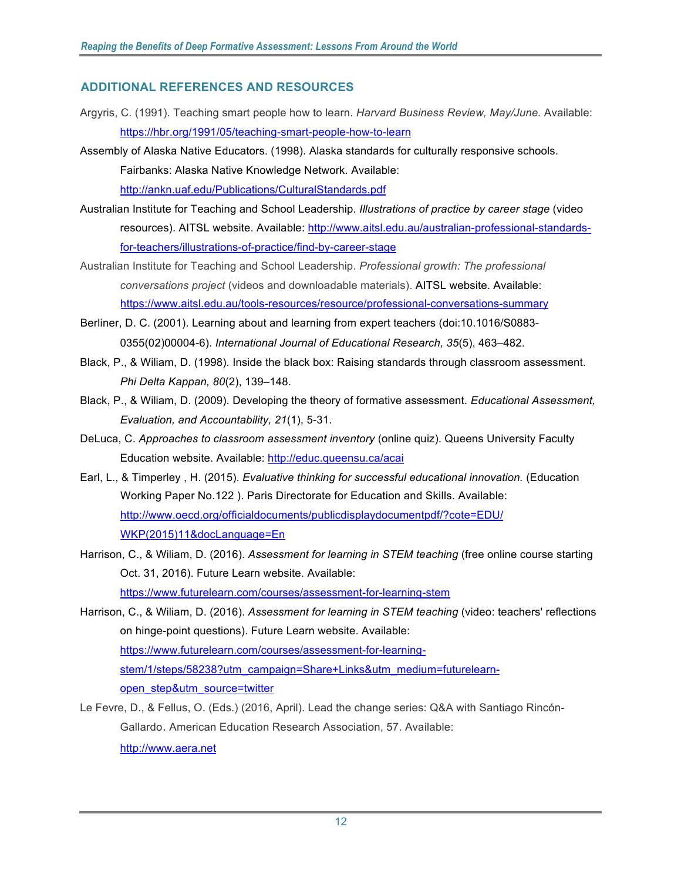## ADDITIONAL REFERENCES AND RESOURCES

Argyris, C. (1991). Teaching smart people how to learn. *Harvard Business Review, May/June.* Available: https://hbr.org/1991/05/teaching-smart-people-how-to-learn

Assembly of Alaska Native Educators. (1998). Alaska standards for culturally responsive schools. Fairbanks: Alaska Native Knowledge Network. Available: http://ankn.uaf.edu/Publications/CulturalStandards.pdf

Australian Institute for Teaching and School Leadership. *Illustrations of practice by career stage* (video resources). AITSL website. Available: http://www.aitsl.edu.au/australian-professional-standards-for-teachers/illustrations-of-practice/find-by-career-stage

Australian Institute for Teaching and School Leadership. *Professional growth: The professional conversations project* (videos and downloadable materials). AITSL website. Available: https://www.aitsl.edu.au/tools-resources/resource/professional-conversations-summary

Berliner, D. C. (2001). Learning about and learning from expert teachers (doi:10.1016/S0883-0355(02)00004-6). *International Journal of Educational Research, 35*(5), 463–482.

Black, P., & Wiliam, D. (1998). Inside the black box: Raising standards through classroom assessment. *Phi Delta Kappan, 80*(2), 139–148.

Black, P., & Wiliam, D. (2009). Developing the theory of formative assessment. *Educational Assessment, Evaluation, and Accountability, 21*(1), 5-31.

DeLuca, C. *Approaches to classroom assessment inventory* (online quiz). Queens University Faculty Education website. Available: http://educ.queensu.ca/acai

Earl, L., & Timperley , H. (2015). *Evaluative thinking for successful educational innovation.* (Education Working Paper No.122 ). Paris Directorate for Education and Skills. Available: http://www.oecd.org/officialdocuments/publicdisplaydocumentpdf/?cote=EDU/WKP(2015)11&docLanguage=En

Harrison, C., & Wiliam, D. (2016). *Assessment for learning in STEM teaching* (free online course starting Oct. 31, 2016). Future Learn website. Available: https://www.futurelearn.com/courses/assessment-for-learning-stem

Harrison, C., & Wiliam, D. (2016). *Assessment for learning in STEM teaching* (video: teachers' reflections on hinge-point questions). Future Learn website. Available: https://www.futurelearn.com/courses/assessment-for-learning-stem/1/steps/58238?utm_campaign=Share+Links&utm_medium=futurelearn-open_step&utm_source=twitter

Le Fevre, D., & Fellus, O. (Eds.) (2016, April). Lead the change series: Q&A with Santiago Rincón-Gallardo. American Education Research Association, 57. Available: http://www.aera.net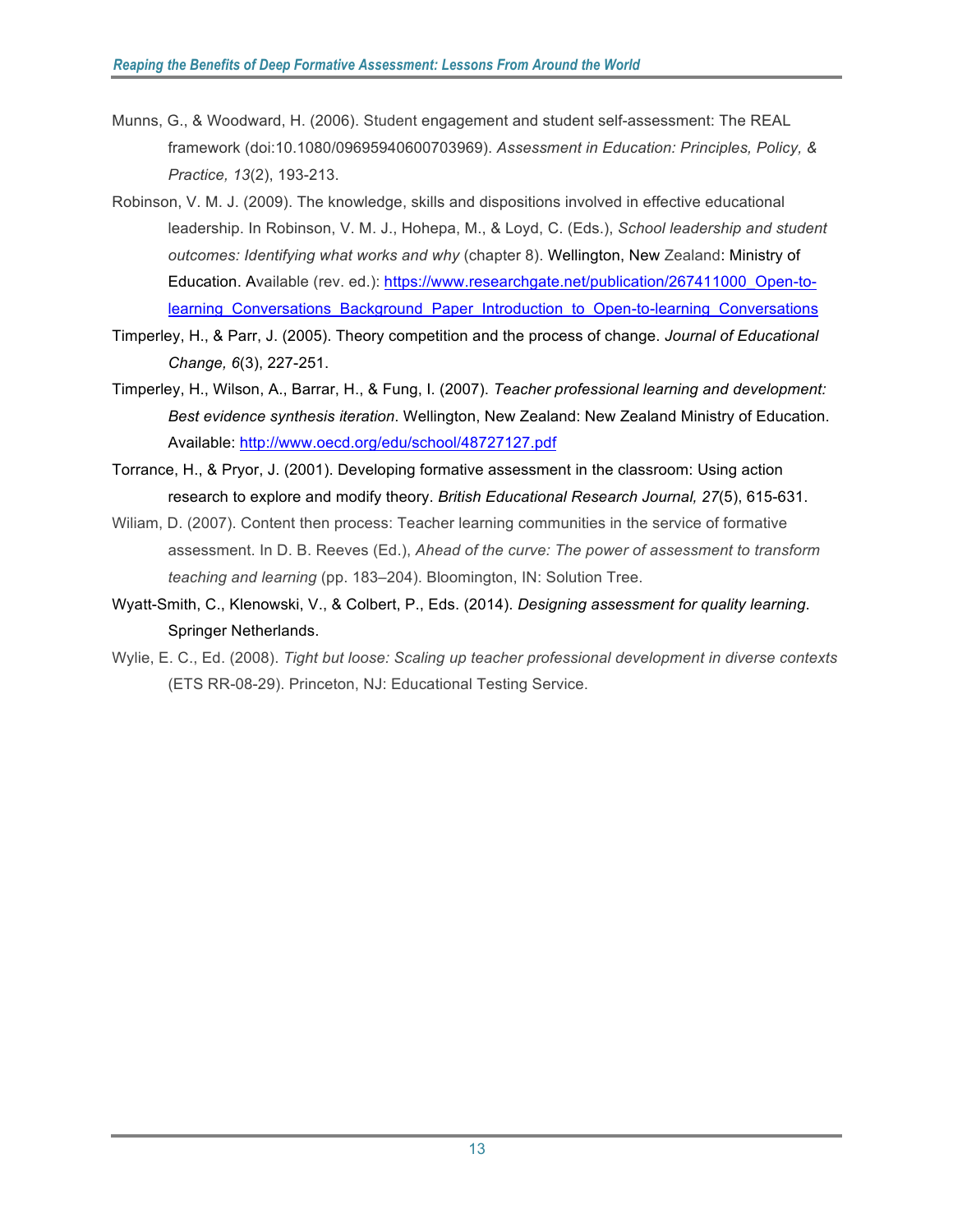Munns, G., & Woodward, H. (2006). Student engagement and student self-assessment: The REAL framework (doi:10.1080/09695940600703969). *Assessment in Education: Principles, Policy, & Practice, 13*(2), 193-213.

Robinson, V. M. J. (2009). The knowledge, skills and dispositions involved in effective educational leadership. In Robinson, V. M. J., Hohepa, M., & Loyd, C. (Eds.), *School leadership and student outcomes: Identifying what works and why* (chapter 8). Wellington, New Zealand: Ministry of Education. Available (rev. ed.): [https://www.researchgate.net/publication/267411000_Open-to-learning_Conversations_Background_Paper_Introduction_to_Open-to-learning_Conversations](https://www.researchgate.net/publication/267411000_Open-to-learning_Conversations_Background_Paper_Introduction_to_Open-to-learning_Conversations)

Timperley, H., & Parr, J. (2005). Theory competition and the process of change. *Journal of Educational Change, 6*(3), 227-251.

Timperley, H., Wilson, A., Barrar, H., & Fung, I. (2007). *Teacher professional learning and development: Best evidence synthesis iteration*. Wellington, New Zealand: New Zealand Ministry of Education. Available: [http://www.oecd.org/edu/school/48727127.pdf](http://www.oecd.org/edu/school/48727127.pdf)

Torrance, H., & Pryor, J. (2001). Developing formative assessment in the classroom: Using action research to explore and modify theory. *British Educational Research Journal, 27*(5), 615-631.

Wiliam, D. (2007). Content then process: Teacher learning communities in the service of formative assessment. In D. B. Reeves (Ed.), *Ahead of the curve: The power of assessment to transform teaching and learning* (pp. 183–204). Bloomington, IN: Solution Tree.

Wyatt-Smith, C., Klenowski, V., & Colbert, P., Eds. (2014). *Designing assessment for quality learning*. Springer Netherlands.

Wylie, E. C., Ed. (2008). *Tight but loose: Scaling up teacher professional development in diverse contexts* (ETS RR-08-29). Princeton, NJ: Educational Testing Service.